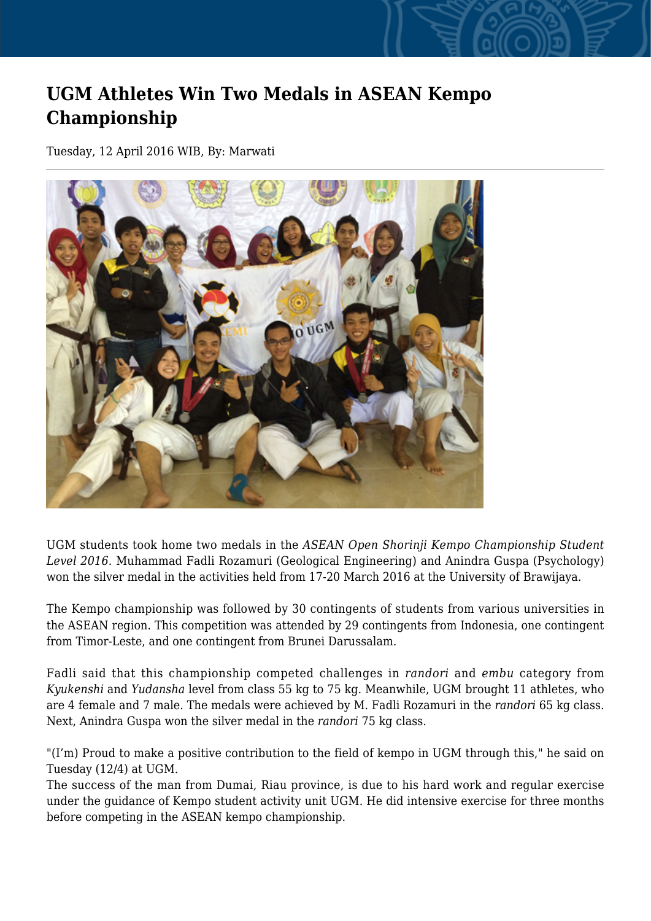# UGM Athletes Win Two Medals in ASEAN Kempo Championship

Tuesday, 12 April 2016 WIB, By: Marwati

UGM students took home two medals in the *ASEAN Open Shorinji Kempo Championship Student Level 2016*. Muhammad Fadli Rozamuri (Geological Engineering) and Anindra Guspa (Psychology) won the silver medal in the activities held from 17-20 March 2016 at the University of Brawijaya.

The Kempo championship was followed by 30 contingents of students from various universities in the ASEAN region. This competition was attended by 29 contingents from Indonesia, one contingent from Timor-Leste, and one contingent from Brunei Darussalam.

Fadli said that this championship competed challenges in *randori* and *embu* category from *Kyukenshi* and *Yudansha* level from class 55 kg to 75 kg. Meanwhile, UGM brought 11 athletes, who are 4 female and 7 male. The medals were achieved by M. Fadli Rozamuri in the *randori* 65 kg class. Next, Anindra Guspa won the silver medal in the *randori* 75 kg class.

"(I'm) Proud to make a positive contribution to the field of kempo in UGM through this," he said on Tuesday (12/4) at UGM.
The success of the man from Dumai, Riau province, is due to his hard work and regular exercise under the guidance of Kempo student activity unit UGM. He did intensive exercise for three months before competing in the ASEAN kempo championship.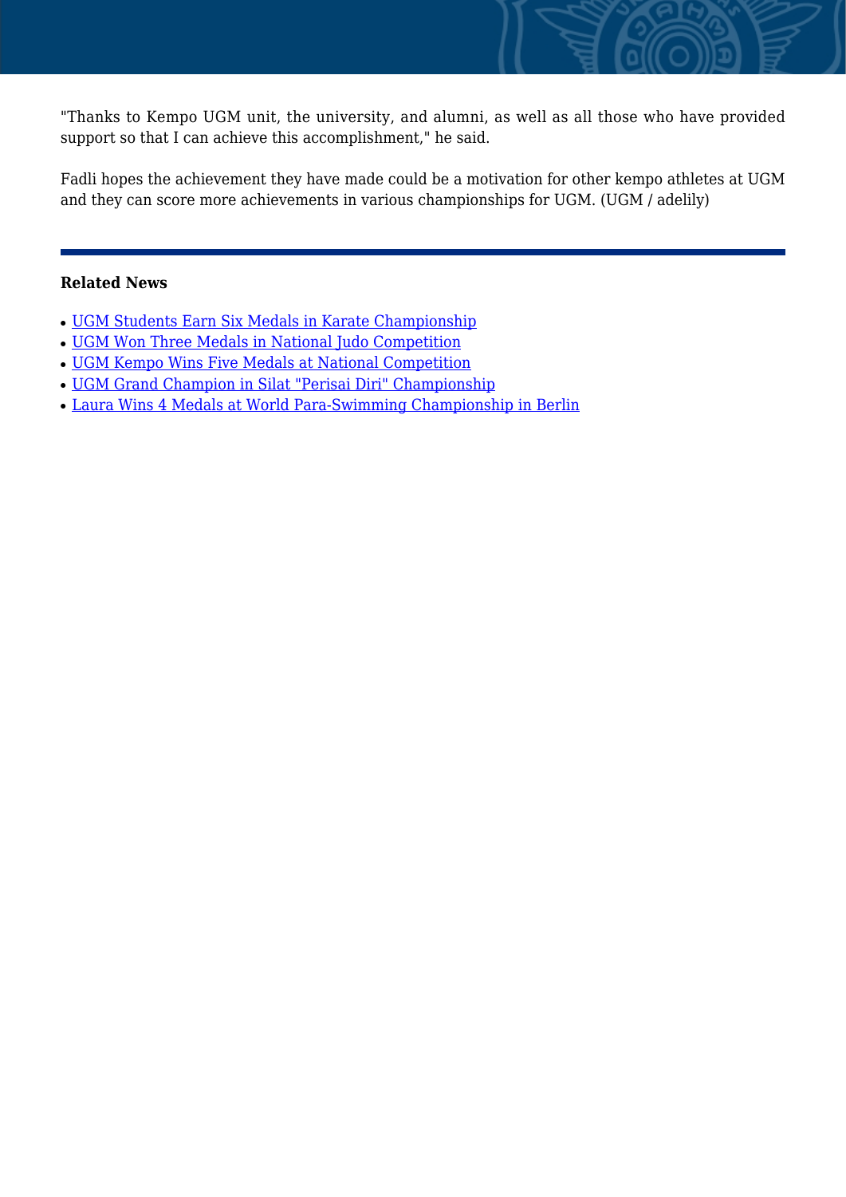"Thanks to Kempo UGM unit, the university, and alumni, as well as all those who have provided support so that I can achieve this accomplishment," he said.

Fadli hopes the achievement they have made could be a motivation for other kempo athletes at UGM and they can score more achievements in various championships for UGM. (UGM / adelily)

---

**Related News**

- UGM Students Earn Six Medals in Karate Championship
- UGM Won Three Medals in National Judo Competition
- UGM Kempo Wins Five Medals at National Competition
- UGM Grand Champion in Silat "Perisai Diri" Championship
- Laura Wins 4 Medals at World Para-Swimming Championship in Berlin